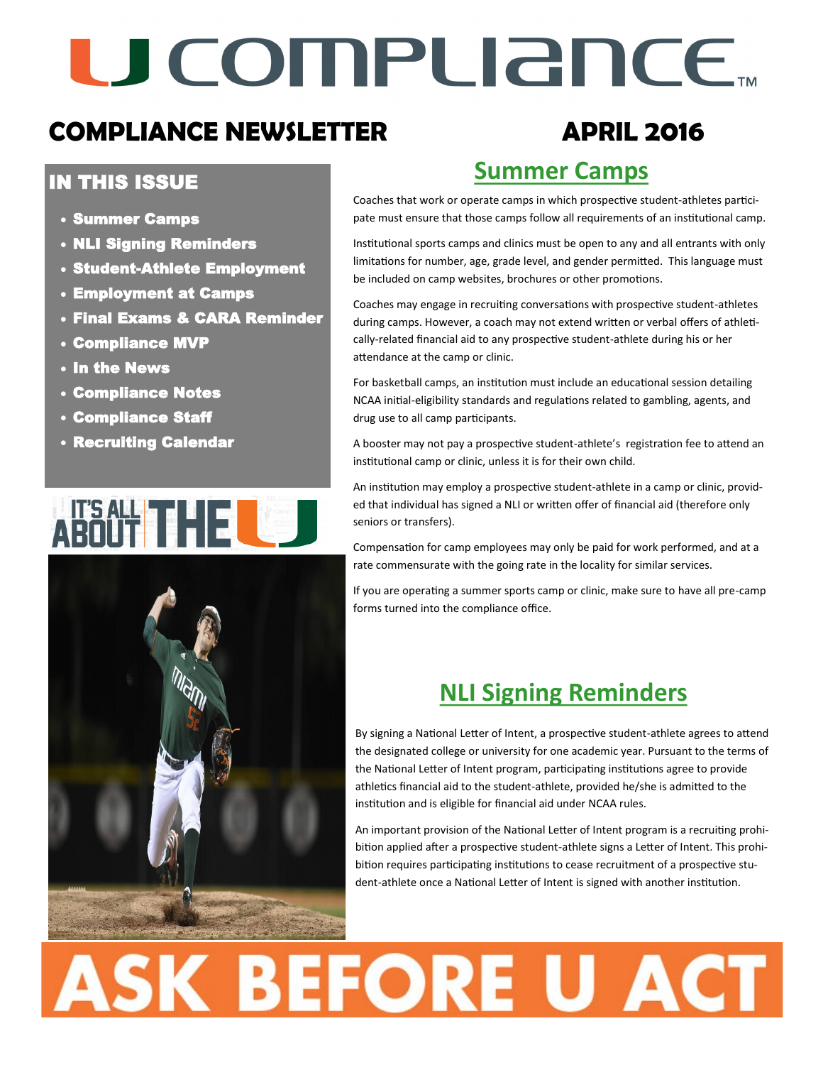# U COMPLIANCE™

## COMPLIANCE NEWSLETTER — APRIL 2016

### IN THIS ISSUE

- Summer Camps
- NLI Signing Reminders
- Student-Athlete Employment
- Employment at Camps
- Final Exams & CARA Reminder
- Compliance MVP
- In the News
- Compliance Notes
- Compliance Staff
- Recruiting Calendar

IT'S ALL ABOUT THE U

## Summer Camps

Coaches that work or operate camps in which prospective student-athletes participate must ensure that those camps follow all requirements of an institutional camp.

Institutional sports camps and clinics must be open to any and all entrants with only limitations for number, age, grade level, and gender permitted. This language must be included on camp websites, brochures or other promotions.

Coaches may engage in recruiting conversations with prospective student-athletes during camps. However, a coach may not extend written or verbal offers of athletically-related financial aid to any prospective student-athlete during his or her attendance at the camp or clinic.

For basketball camps, an institution must include an educational session detailing NCAA initial-eligibility standards and regulations related to gambling, agents, and drug use to all camp participants.

A booster may not pay a prospective student-athlete's registration fee to attend an institutional camp or clinic, unless it is for their own child.

An institution may employ a prospective student-athlete in a camp or clinic, provided that individual has signed a NLI or written offer of financial aid (therefore only seniors or transfers).

Compensation for camp employees may only be paid for work performed, and at a rate commensurate with the going rate in the locality for similar services.

If you are operating a summer sports camp or clinic, make sure to have all pre-camp forms turned into the compliance office.

## NLI Signing Reminders

By signing a National Letter of Intent, a prospective student-athlete agrees to attend the designated college or university for one academic year. Pursuant to the terms of the National Letter of Intent program, participating institutions agree to provide athletics financial aid to the student-athlete, provided he/she is admitted to the institution and is eligible for financial aid under NCAA rules.

An important provision of the National Letter of Intent program is a recruiting prohibition applied after a prospective student-athlete signs a Letter of Intent. This prohibition requires participating institutions to cease recruitment of a prospective student-athlete once a National Letter of Intent is signed with another institution.

# ASK BEFORE U ACT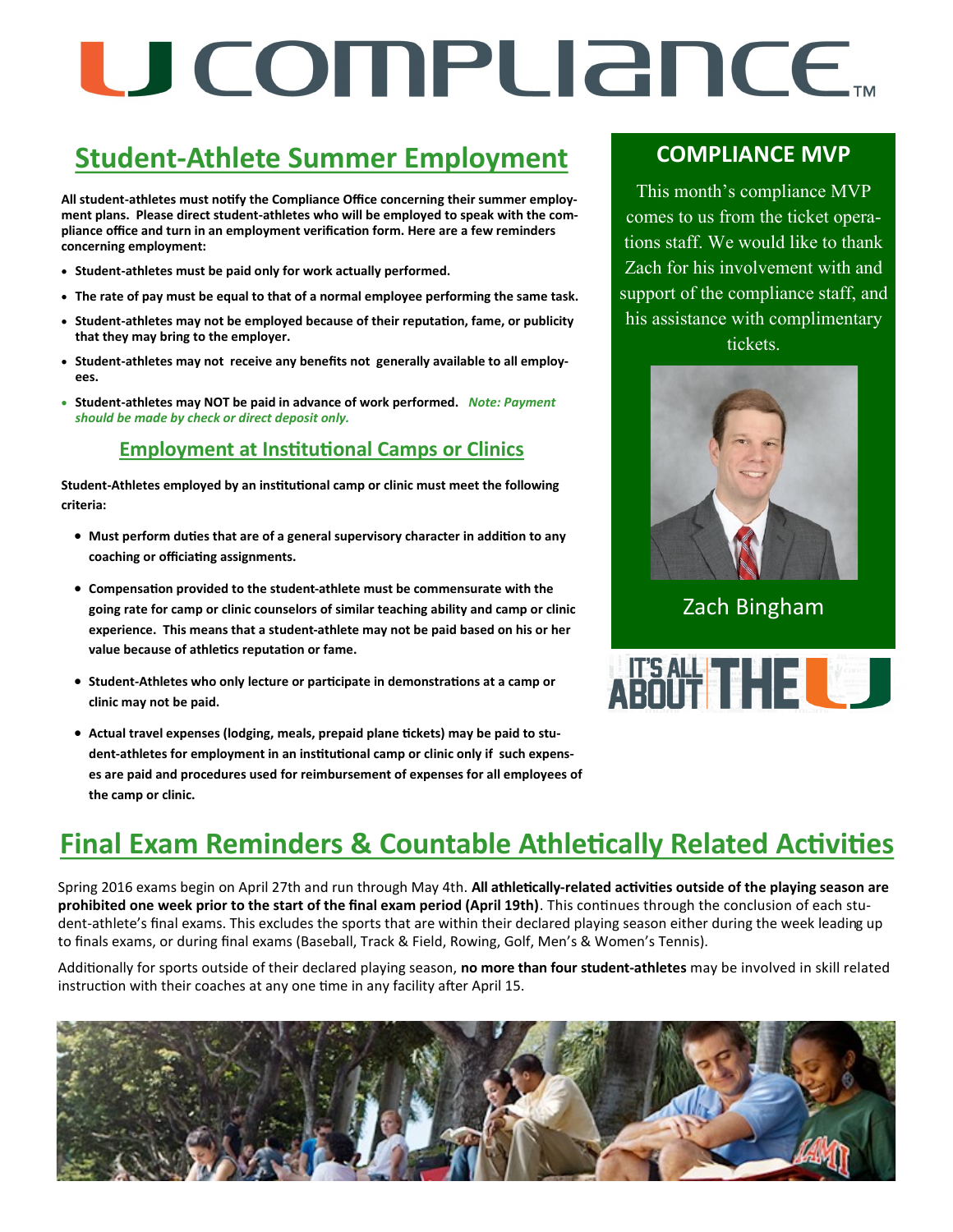# U COMPLIANCE™

## Student-Athlete Summer Employment

**All student-athletes must notify the Compliance Office concerning their summer employment plans. Please direct student-athletes who will be employed to speak with the compliance office and turn in an employment verification form. Here are a few reminders concerning employment:**

- **Student-athletes must be paid only for work actually performed.**
- **The rate of pay must be equal to that of a normal employee performing the same task.**
- **Student-athletes may not be employed because of their reputation, fame, or publicity that they may bring to the employer.**
- **Student-athletes may not receive any benefits not generally available to all employees.**
- **Student-athletes may NOT be paid in advance of work performed.** ***Note: Payment should be made by check or direct deposit only.***

### Employment at Institutional Camps or Clinics

**Student-Athletes employed by an institutional camp or clinic must meet the following criteria:**

- **Must perform duties that are of a general supervisory character in addition to any coaching or officiating assignments.**
- **Compensation provided to the student-athlete must be commensurate with the going rate for camp or clinic counselors of similar teaching ability and camp or clinic experience. This means that a student-athlete may not be paid based on his or her value because of athletics reputation or fame.**
- **Student-Athletes who only lecture or participate in demonstrations at a camp or clinic may not be paid.**
- **Actual travel expenses (lodging, meals, prepaid plane tickets) may be paid to student-athletes for employment in an institutional camp or clinic only if such expenses are paid and procedures used for reimbursement of expenses for all employees of the camp or clinic.**

## COMPLIANCE MVP

This month's compliance MVP comes to us from the ticket operations staff. We would like to thank Zach for his involvement with and support of the compliance staff, and his assistance with complimentary tickets.

Zach Bingham

IT'S ALL ABOUT THE U

## Final Exam Reminders & Countable Athletically Related Activities

Spring 2016 exams begin on April 27th and run through May 4th. **All athletically-related activities outside of the playing season are prohibited one week prior to the start of the final exam period (April 19th)**. This continues through the conclusion of each student-athlete's final exams. This excludes the sports that are within their declared playing season either during the week leading up to finals exams, or during final exams (Baseball, Track & Field, Rowing, Golf, Men's & Women's Tennis).

Additionally for sports outside of their declared playing season, **no more than four student-athletes** may be involved in skill related instruction with their coaches at any one time in any facility after April 15.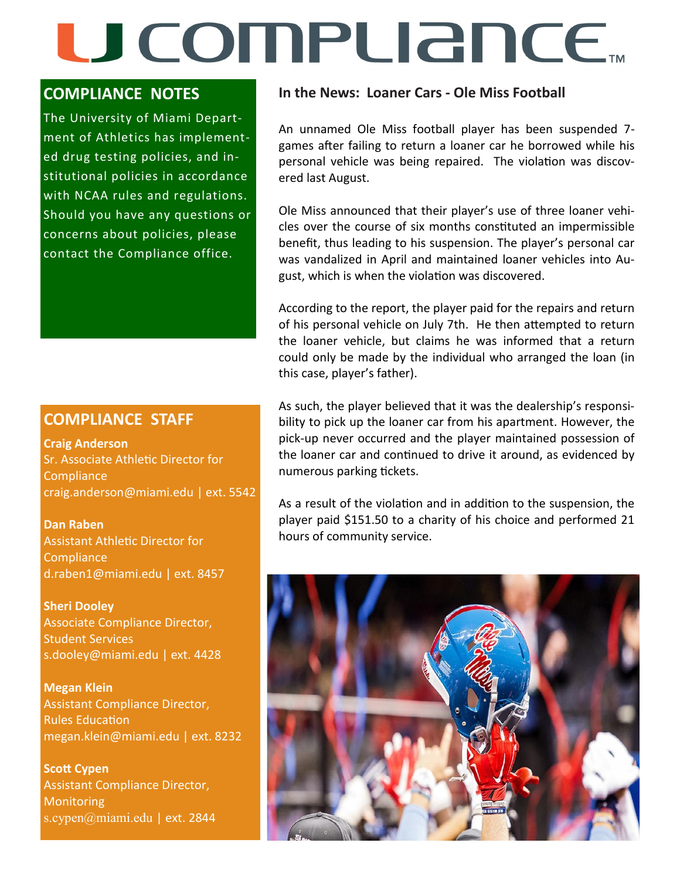# U COMPLIANCE™

## COMPLIANCE NOTES

The University of Miami Department of Athletics has implemented drug testing policies, and institutional policies in accordance with NCAA rules and regulations. Should you have any questions or concerns about policies, please contact the Compliance office.

## COMPLIANCE STAFF

**Craig Anderson**
Sr. Associate Athletic Director for Compliance
craig.anderson@miami.edu | ext. 5542

**Dan Raben**
Assistant Athletic Director for Compliance
d.raben1@miami.edu | ext. 8457

**Sheri Dooley**
Associate Compliance Director, Student Services
s.dooley@miami.edu | ext. 4428

**Megan Klein**
Assistant Compliance Director, Rules Education
megan.klein@miami.edu | ext. 8232

**Scott Cypen**
Assistant Compliance Director, Monitoring
s.cypen@miami.edu | ext. 2844

## In the News: Loaner Cars - Ole Miss Football

An unnamed Ole Miss football player has been suspended 7-games after failing to return a loaner car he borrowed while his personal vehicle was being repaired. The violation was discovered last August.

Ole Miss announced that their player's use of three loaner vehicles over the course of six months constituted an impermissible benefit, thus leading to his suspension. The player's personal car was vandalized in April and maintained loaner vehicles into August, which is when the violation was discovered.

According to the report, the player paid for the repairs and return of his personal vehicle on July 7th. He then attempted to return the loaner vehicle, but claims he was informed that a return could only be made by the individual who arranged the loan (in this case, player's father).

As such, the player believed that it was the dealership's responsibility to pick up the loaner car from his apartment. However, the pick-up never occurred and the player maintained possession of the loaner car and continued to drive it around, as evidenced by numerous parking tickets.

As a result of the violation and in addition to the suspension, the player paid $151.50 to a charity of his choice and performed 21 hours of community service.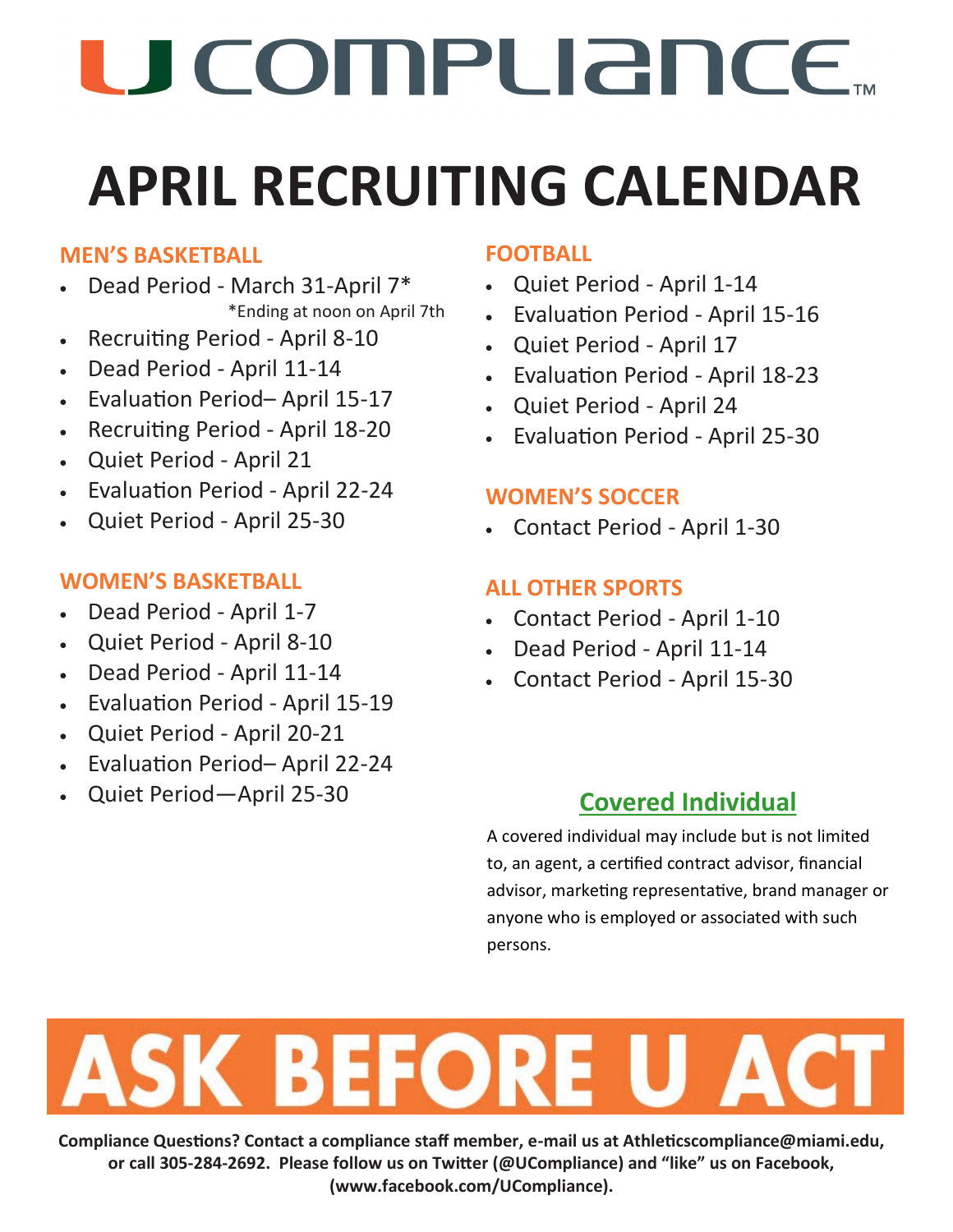# U COMPLIANCE™

# APRIL RECRUITING CALENDAR

## MEN'S BASKETBALL

- Dead Period - March 31-April 7*
  *Ending at noon on April 7th
- Recruiting Period - April 8-10
- Dead Period - April 11-14
- Evaluation Period– April 15-17
- Recruiting Period - April 18-20
- Quiet Period - April 21
- Evaluation Period - April 22-24
- Quiet Period - April 25-30

## WOMEN'S BASKETBALL

- Dead Period - April 1-7
- Quiet Period - April 8-10
- Dead Period - April 11-14
- Evaluation Period - April 15-19
- Quiet Period - April 20-21
- Evaluation Period– April 22-24
- Quiet Period—April 25-30

## FOOTBALL

- Quiet Period - April 1-14
- Evaluation Period - April 15-16
- Quiet Period - April 17
- Evaluation Period - April 18-23
- Quiet Period - April 24
- Evaluation Period - April 25-30

## WOMEN'S SOCCER

- Contact Period - April 1-30

## ALL OTHER SPORTS

- Contact Period - April 1-10
- Dead Period - April 11-14
- Contact Period - April 15-30

## Covered Individual

A covered individual may include but is not limited to, an agent, a certified contract advisor, financial advisor, marketing representative, brand manager or anyone who is employed or associated with such persons.

# ASK BEFORE U ACT

**Compliance Questions? Contact a compliance staff member, e-mail us at Athleticscompliance@miami.edu, or call 305-284-2692. Please follow us on Twitter (@UCompliance) and "like" us on Facebook, (www.facebook.com/UCompliance).**